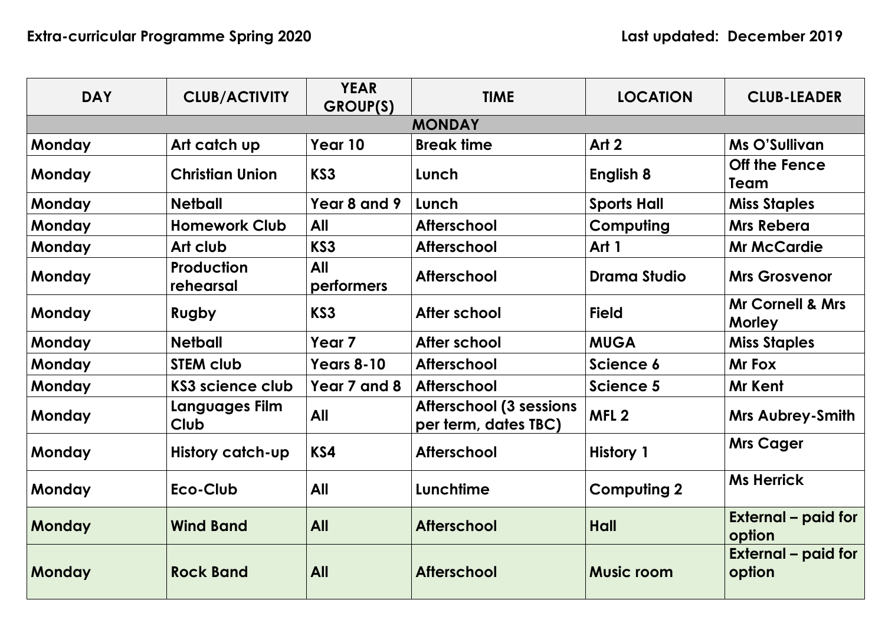**Extra-curricular Programme Spring 2020** **Last updated: December 2019**

| DAY | CLUB/ACTIVITY | YEAR GROUP(S) | TIME | LOCATION | CLUB-LEADER |
|---|---|---|---|---|---|
| **MONDAY** | | | | | |
| Monday | Art catch up | Year 10 | Break time | Art 2 | Ms O'Sullivan |
| Monday | Christian Union | KS3 | Lunch | English 8 | Off the Fence Team |
| Monday | Netball | Year 8 and 9 | Lunch | Sports Hall | Miss Staples |
| Monday | Homework Club | All | Afterschool | Computing | Mrs Rebera |
| Monday | Art club | KS3 | Afterschool | Art 1 | Mr McCardie |
| Monday | Production rehearsal | All performers | Afterschool | Drama Studio | Mrs Grosvenor |
| Monday | Rugby | KS3 | After school | Field | Mr Cornell & Mrs Morley |
| Monday | Netball | Year 7 | After school | MUGA | Miss Staples |
| Monday | STEM club | Years 8-10 | Afterschool | Science 6 | Mr Fox |
| Monday | KS3 science club | Year 7 and 8 | Afterschool | Science 5 | Mr Kent |
| Monday | Languages Film Club | All | Afterschool (3 sessions per term, dates TBC) | MFL 2 | Mrs Aubrey-Smith |
| Monday | History catch-up | KS4 | Afterschool | History 1 | Mrs Cager |
| Monday | Eco-Club | All | Lunchtime | Computing 2 | Ms Herrick |
| Monday | Wind Band | All | Afterschool | Hall | External – paid for option |
| Monday | Rock Band | All | Afterschool | Music room | External – paid for option |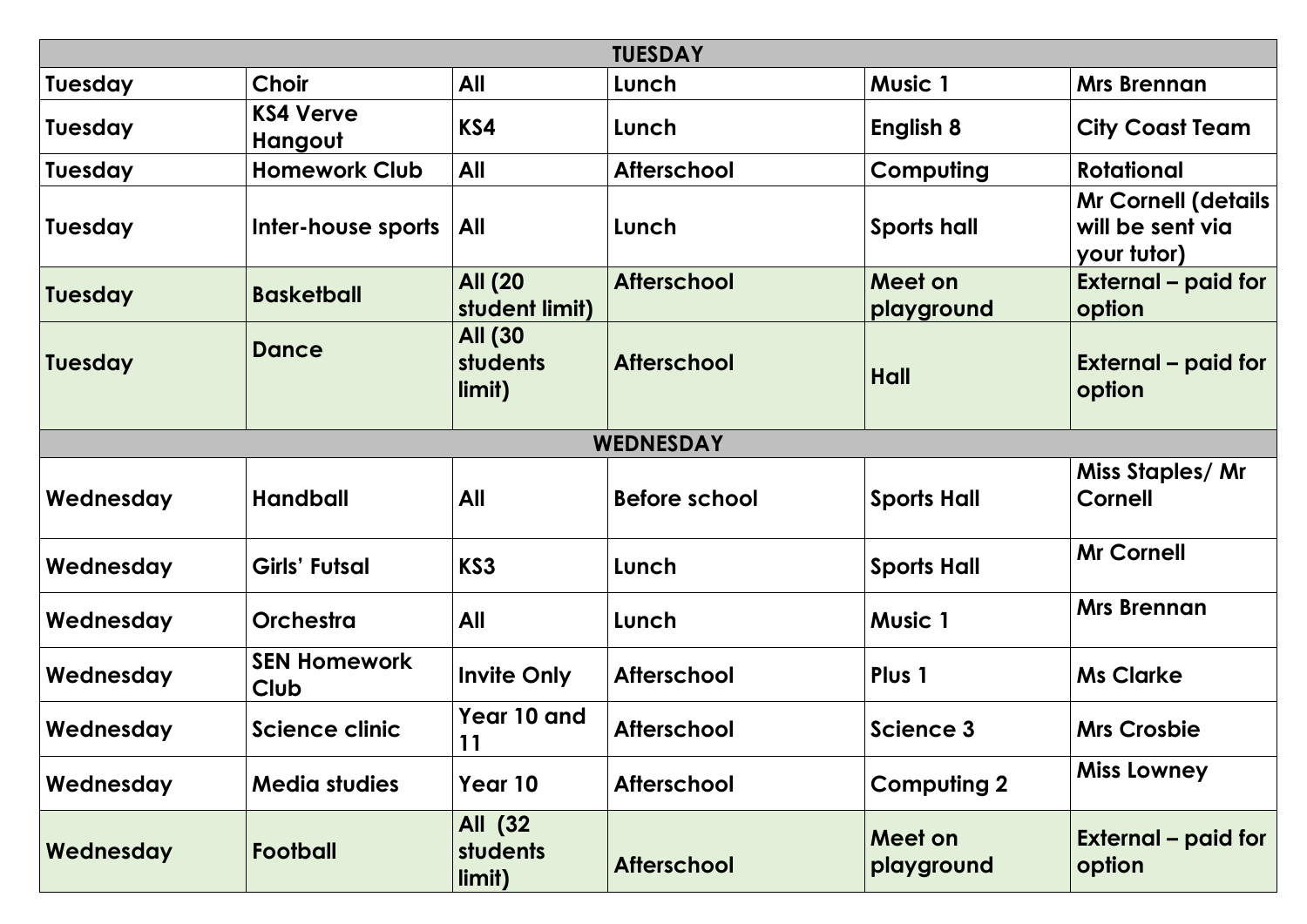| TUESDAY | | | | | |
|---|---|---|---|---|---|
| Tuesday | Choir | All | Lunch | Music 1 | Mrs Brennan |
| Tuesday | KS4 Verve Hangout | KS4 | Lunch | English 8 | City Coast Team |
| Tuesday | Homework Club | All | Afterschool | Computing | Rotational |
| Tuesday | Inter-house sports | All | Lunch | Sports hall | Mr Cornell (details will be sent via your tutor) |
| Tuesday | Basketball | All (20 student limit) | Afterschool | Meet on playground | External – paid for option |
| Tuesday | Dance | All (30 students limit) | Afterschool | Hall | External – paid for option |
| **WEDNESDAY** | | | | | |
| Wednesday | Handball | All | Before school | Sports Hall | Miss Staples/ Mr Cornell |
| Wednesday | Girls' Futsal | KS3 | Lunch | Sports Hall | Mr Cornell |
| Wednesday | Orchestra | All | Lunch | Music 1 | Mrs Brennan |
| Wednesday | SEN Homework Club | Invite Only | Afterschool | Plus 1 | Ms Clarke |
| Wednesday | Science clinic | Year 10 and 11 | Afterschool | Science 3 | Mrs Crosbie |
| Wednesday | Media studies | Year 10 | Afterschool | Computing 2 | Miss Lowney |
| Wednesday | Football | All (32 students limit) | Afterschool | Meet on playground | External – paid for option |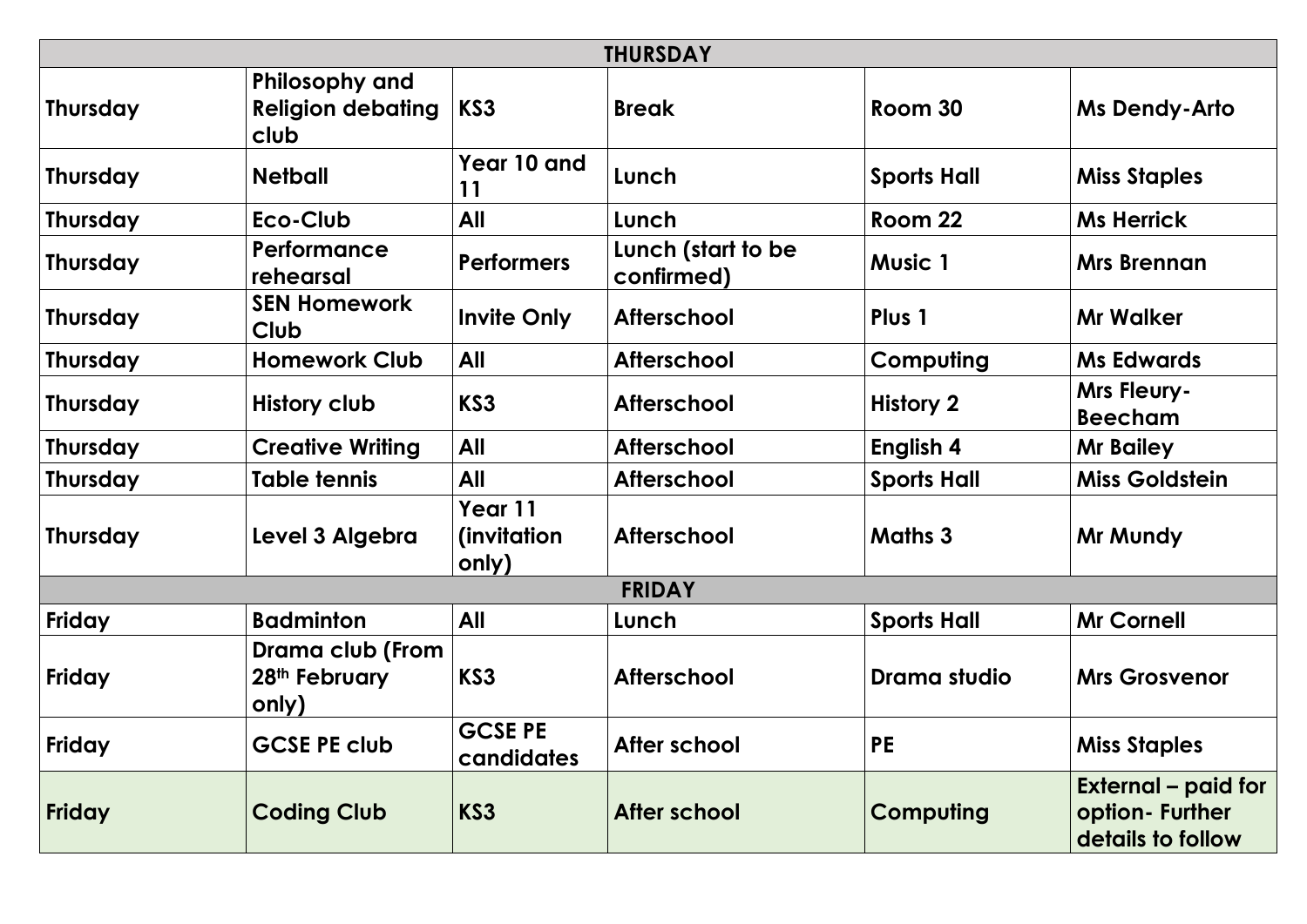| | | | | | |
|---|---|---|---|---|---|
| **THURSDAY** | | | | | |
| **Thursday** | **Philosophy and Religion debating club** | **KS3** | **Break** | **Room 30** | **Ms Dendy-Arto** |
| **Thursday** | **Netball** | **Year 10 and 11** | **Lunch** | **Sports Hall** | **Miss Staples** |
| **Thursday** | **Eco-Club** | **All** | **Lunch** | **Room 22** | **Ms Herrick** |
| **Thursday** | **Performance rehearsal** | **Performers** | **Lunch (start to be confirmed)** | **Music 1** | **Mrs Brennan** |
| **Thursday** | **SEN Homework Club** | **Invite Only** | **Afterschool** | **Plus 1** | **Mr Walker** |
| **Thursday** | **Homework Club** | **All** | **Afterschool** | **Computing** | **Ms Edwards** |
| **Thursday** | **History club** | **KS3** | **Afterschool** | **History 2** | **Mrs Fleury-Beecham** |
| **Thursday** | **Creative Writing** | **All** | **Afterschool** | **English 4** | **Mr Bailey** |
| **Thursday** | **Table tennis** | **All** | **Afterschool** | **Sports Hall** | **Miss Goldstein** |
| **Thursday** | **Level 3 Algebra** | **Year 11 (invitation only)** | **Afterschool** | **Maths 3** | **Mr Mundy** |
| **FRIDAY** | | | | | |
| **Friday** | **Badminton** | **All** | **Lunch** | **Sports Hall** | **Mr Cornell** |
| **Friday** | **Drama club (From 28th February only)** | **KS3** | **Afterschool** | **Drama studio** | **Mrs Grosvenor** |
| **Friday** | **GCSE PE club** | **GCSE PE candidates** | **After school** | **PE** | **Miss Staples** |
| **Friday** | **Coding Club** | **KS3** | **After school** | **Computing** | **External – paid for option- Further details to follow** |